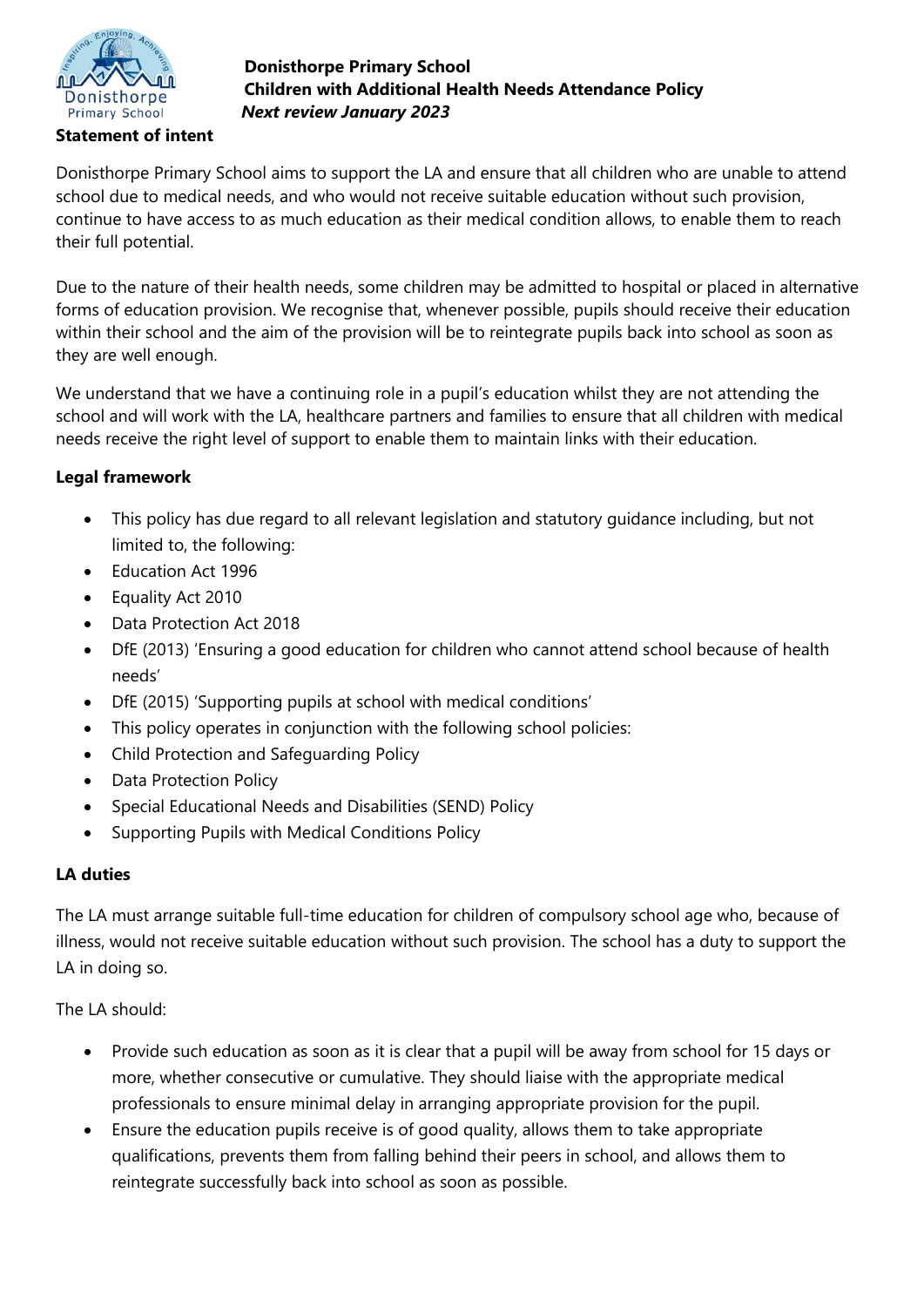**Donisthorpe Primary School**
**Children with Additional Health Needs Attendance Policy**
***Next review January 2023***

## Statement of intent

Donisthorpe Primary School aims to support the LA and ensure that all children who are unable to attend school due to medical needs, and who would not receive suitable education without such provision, continue to have access to as much education as their medical condition allows, to enable them to reach their full potential.

Due to the nature of their health needs, some children may be admitted to hospital or placed in alternative forms of education provision. We recognise that, whenever possible, pupils should receive their education within their school and the aim of the provision will be to reintegrate pupils back into school as soon as they are well enough.

We understand that we have a continuing role in a pupil's education whilst they are not attending the school and will work with the LA, healthcare partners and families to ensure that all children with medical needs receive the right level of support to enable them to maintain links with their education.

## Legal framework

- This policy has due regard to all relevant legislation and statutory guidance including, but not limited to, the following:
- Education Act 1996
- Equality Act 2010
- Data Protection Act 2018
- DfE (2013) 'Ensuring a good education for children who cannot attend school because of health needs'
- DfE (2015) 'Supporting pupils at school with medical conditions'
- This policy operates in conjunction with the following school policies:
- Child Protection and Safeguarding Policy
- Data Protection Policy
- Special Educational Needs and Disabilities (SEND) Policy
- Supporting Pupils with Medical Conditions Policy

## LA duties

The LA must arrange suitable full-time education for children of compulsory school age who, because of illness, would not receive suitable education without such provision. The school has a duty to support the LA in doing so.

The LA should:

- Provide such education as soon as it is clear that a pupil will be away from school for 15 days or more, whether consecutive or cumulative. They should liaise with the appropriate medical professionals to ensure minimal delay in arranging appropriate provision for the pupil.
- Ensure the education pupils receive is of good quality, allows them to take appropriate qualifications, prevents them from falling behind their peers in school, and allows them to reintegrate successfully back into school as soon as possible.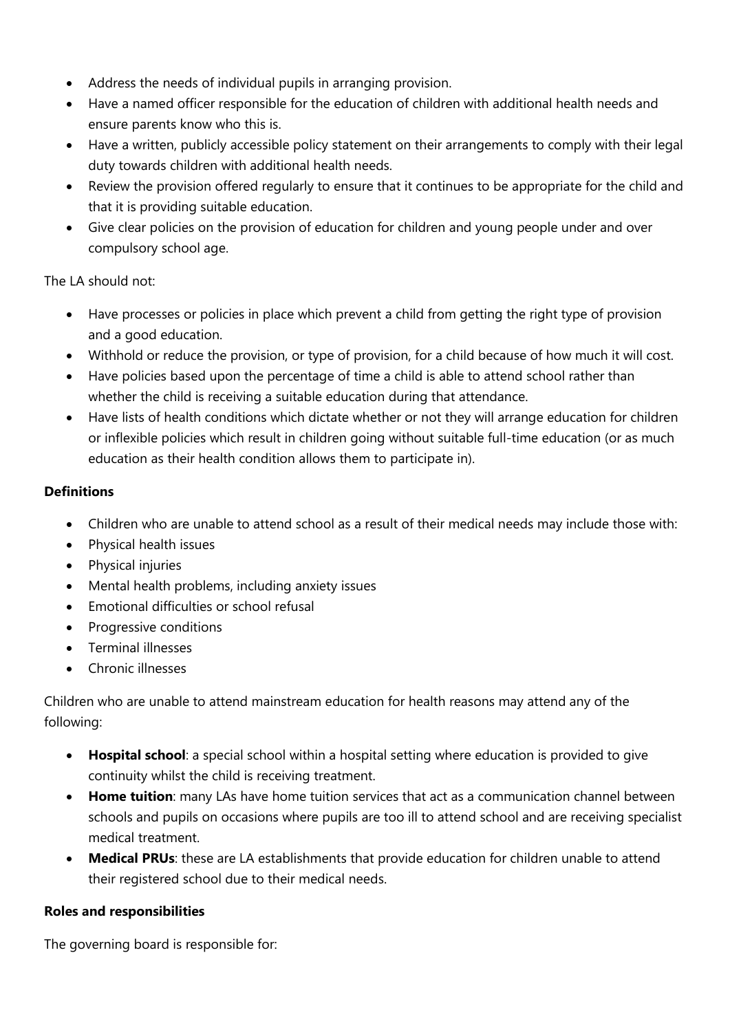- Address the needs of individual pupils in arranging provision.
- Have a named officer responsible for the education of children with additional health needs and ensure parents know who this is.
- Have a written, publicly accessible policy statement on their arrangements to comply with their legal duty towards children with additional health needs.
- Review the provision offered regularly to ensure that it continues to be appropriate for the child and that it is providing suitable education.
- Give clear policies on the provision of education for children and young people under and over compulsory school age.

The LA should not:

- Have processes or policies in place which prevent a child from getting the right type of provision and a good education.
- Withhold or reduce the provision, or type of provision, for a child because of how much it will cost.
- Have policies based upon the percentage of time a child is able to attend school rather than whether the child is receiving a suitable education during that attendance.
- Have lists of health conditions which dictate whether or not they will arrange education for children or inflexible policies which result in children going without suitable full-time education (or as much education as their health condition allows them to participate in).

**Definitions**

- Children who are unable to attend school as a result of their medical needs may include those with:
- Physical health issues
- Physical injuries
- Mental health problems, including anxiety issues
- Emotional difficulties or school refusal
- Progressive conditions
- Terminal illnesses
- Chronic illnesses

Children who are unable to attend mainstream education for health reasons may attend any of the following:

- **Hospital school**: a special school within a hospital setting where education is provided to give continuity whilst the child is receiving treatment.
- **Home tuition**: many LAs have home tuition services that act as a communication channel between schools and pupils on occasions where pupils are too ill to attend school and are receiving specialist medical treatment.
- **Medical PRUs**: these are LA establishments that provide education for children unable to attend their registered school due to their medical needs.

**Roles and responsibilities**

The governing board is responsible for: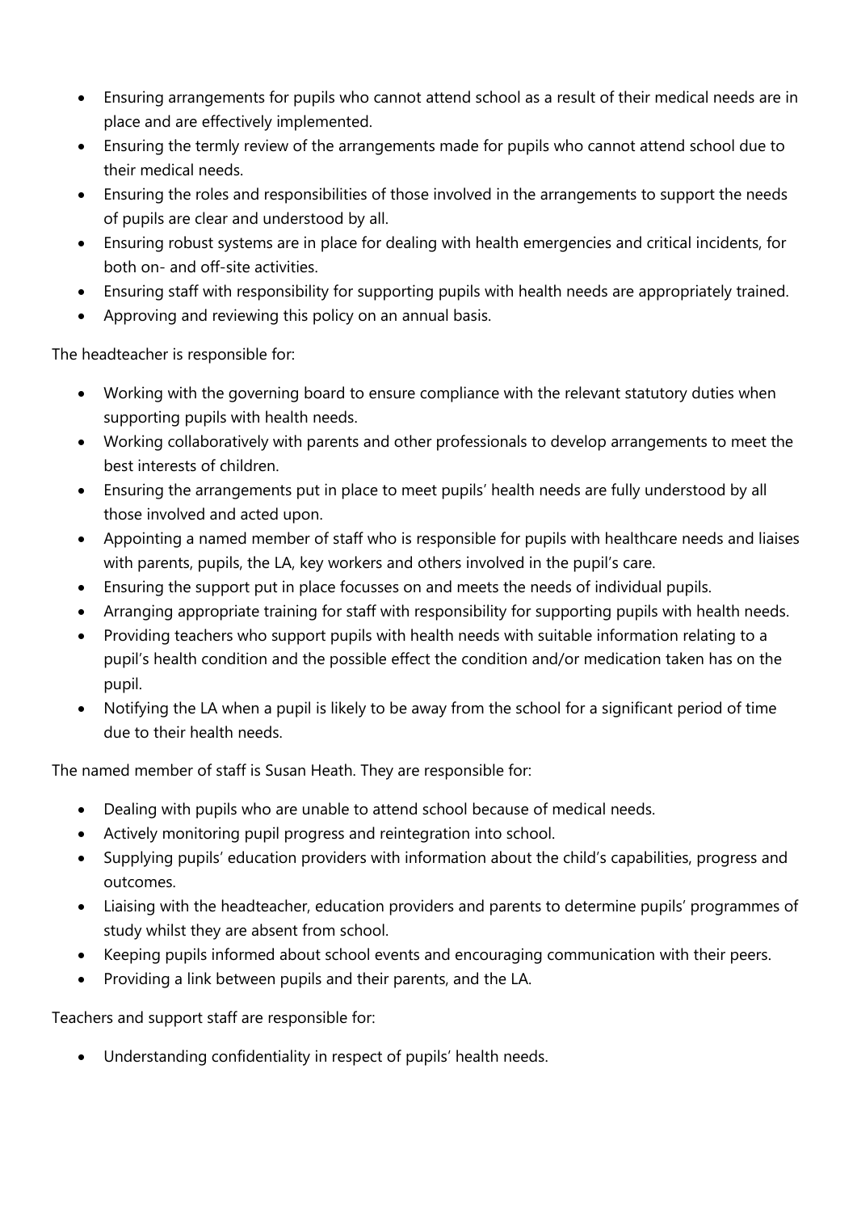- Ensuring arrangements for pupils who cannot attend school as a result of their medical needs are in place and are effectively implemented.
- Ensuring the termly review of the arrangements made for pupils who cannot attend school due to their medical needs.
- Ensuring the roles and responsibilities of those involved in the arrangements to support the needs of pupils are clear and understood by all.
- Ensuring robust systems are in place for dealing with health emergencies and critical incidents, for both on- and off-site activities.
- Ensuring staff with responsibility for supporting pupils with health needs are appropriately trained.
- Approving and reviewing this policy on an annual basis.

The headteacher is responsible for:

- Working with the governing board to ensure compliance with the relevant statutory duties when supporting pupils with health needs.
- Working collaboratively with parents and other professionals to develop arrangements to meet the best interests of children.
- Ensuring the arrangements put in place to meet pupils' health needs are fully understood by all those involved and acted upon.
- Appointing a named member of staff who is responsible for pupils with healthcare needs and liaises with parents, pupils, the LA, key workers and others involved in the pupil's care.
- Ensuring the support put in place focusses on and meets the needs of individual pupils.
- Arranging appropriate training for staff with responsibility for supporting pupils with health needs.
- Providing teachers who support pupils with health needs with suitable information relating to a pupil's health condition and the possible effect the condition and/or medication taken has on the pupil.
- Notifying the LA when a pupil is likely to be away from the school for a significant period of time due to their health needs.

The named member of staff is Susan Heath. They are responsible for:

- Dealing with pupils who are unable to attend school because of medical needs.
- Actively monitoring pupil progress and reintegration into school.
- Supplying pupils' education providers with information about the child's capabilities, progress and outcomes.
- Liaising with the headteacher, education providers and parents to determine pupils' programmes of study whilst they are absent from school.
- Keeping pupils informed about school events and encouraging communication with their peers.
- Providing a link between pupils and their parents, and the LA.

Teachers and support staff are responsible for:

- Understanding confidentiality in respect of pupils' health needs.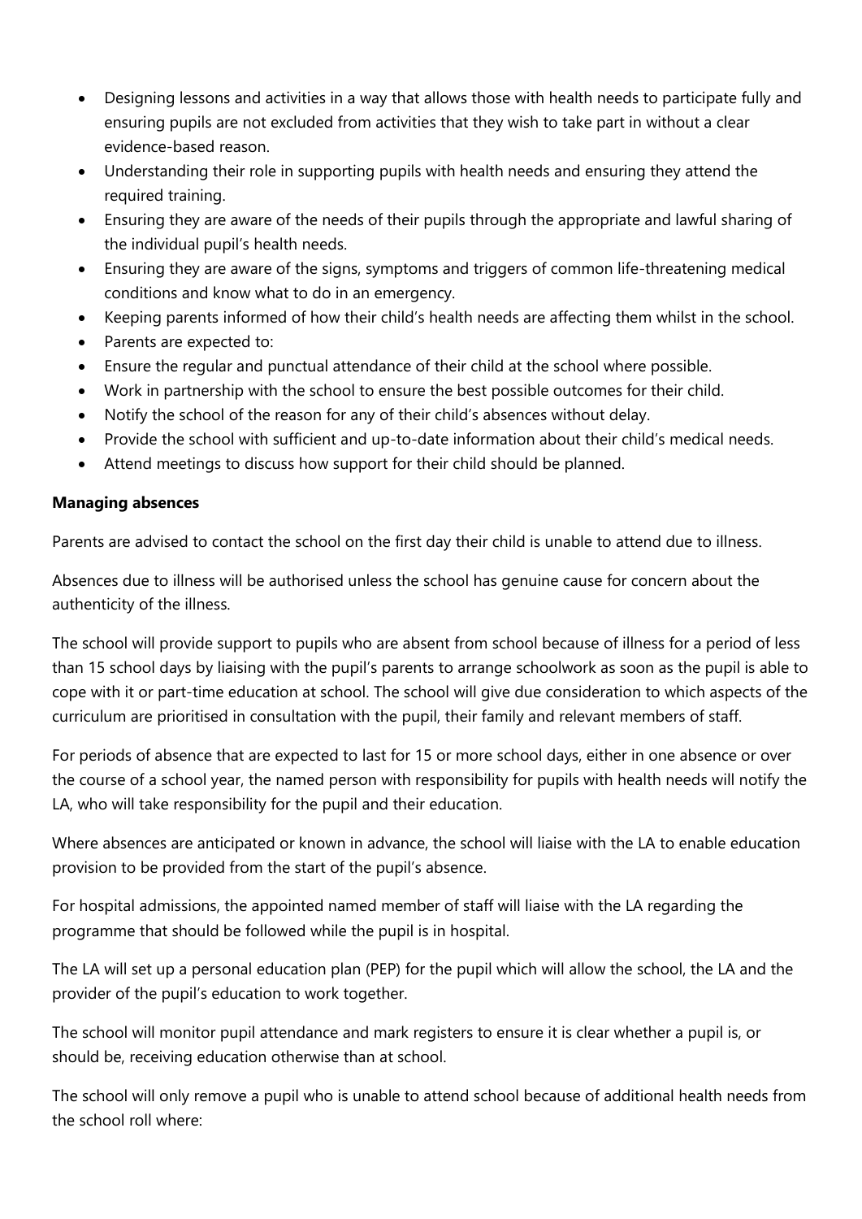- Designing lessons and activities in a way that allows those with health needs to participate fully and ensuring pupils are not excluded from activities that they wish to take part in without a clear evidence-based reason.
- Understanding their role in supporting pupils with health needs and ensuring they attend the required training.
- Ensuring they are aware of the needs of their pupils through the appropriate and lawful sharing of the individual pupil's health needs.
- Ensuring they are aware of the signs, symptoms and triggers of common life-threatening medical conditions and know what to do in an emergency.
- Keeping parents informed of how their child's health needs are affecting them whilst in the school.
- Parents are expected to:
- Ensure the regular and punctual attendance of their child at the school where possible.
- Work in partnership with the school to ensure the best possible outcomes for their child.
- Notify the school of the reason for any of their child's absences without delay.
- Provide the school with sufficient and up-to-date information about their child's medical needs.
- Attend meetings to discuss how support for their child should be planned.

**Managing absences**

Parents are advised to contact the school on the first day their child is unable to attend due to illness.

Absences due to illness will be authorised unless the school has genuine cause for concern about the authenticity of the illness.

The school will provide support to pupils who are absent from school because of illness for a period of less than 15 school days by liaising with the pupil's parents to arrange schoolwork as soon as the pupil is able to cope with it or part-time education at school. The school will give due consideration to which aspects of the curriculum are prioritised in consultation with the pupil, their family and relevant members of staff.

For periods of absence that are expected to last for 15 or more school days, either in one absence or over the course of a school year, the named person with responsibility for pupils with health needs will notify the LA, who will take responsibility for the pupil and their education.

Where absences are anticipated or known in advance, the school will liaise with the LA to enable education provision to be provided from the start of the pupil's absence.

For hospital admissions, the appointed named member of staff will liaise with the LA regarding the programme that should be followed while the pupil is in hospital.

The LA will set up a personal education plan (PEP) for the pupil which will allow the school, the LA and the provider of the pupil's education to work together.

The school will monitor pupil attendance and mark registers to ensure it is clear whether a pupil is, or should be, receiving education otherwise than at school.

The school will only remove a pupil who is unable to attend school because of additional health needs from the school roll where: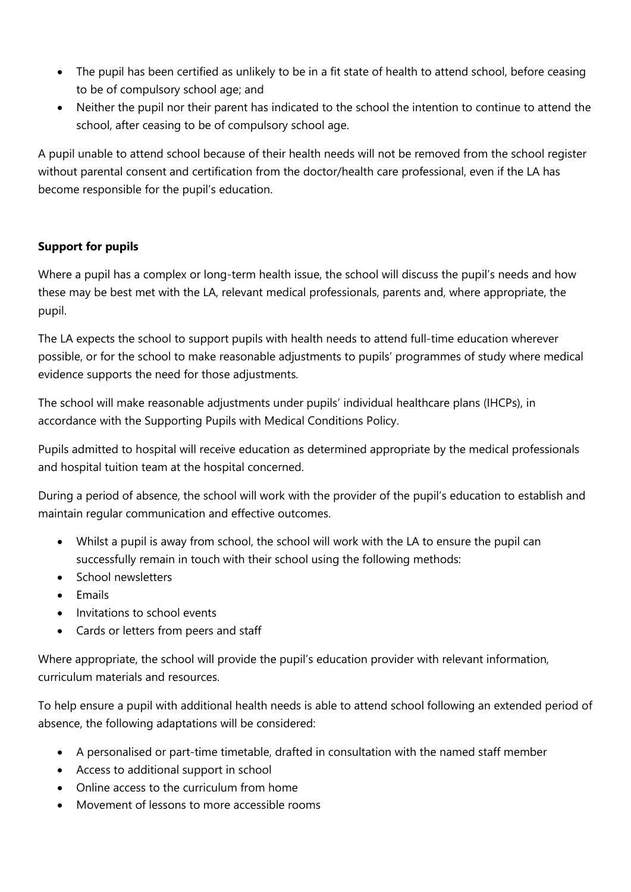- The pupil has been certified as unlikely to be in a fit state of health to attend school, before ceasing to be of compulsory school age; and
- Neither the pupil nor their parent has indicated to the school the intention to continue to attend the school, after ceasing to be of compulsory school age.

A pupil unable to attend school because of their health needs will not be removed from the school register without parental consent and certification from the doctor/health care professional, even if the LA has become responsible for the pupil's education.

**Support for pupils**

Where a pupil has a complex or long-term health issue, the school will discuss the pupil's needs and how these may be best met with the LA, relevant medical professionals, parents and, where appropriate, the pupil.

The LA expects the school to support pupils with health needs to attend full-time education wherever possible, or for the school to make reasonable adjustments to pupils' programmes of study where medical evidence supports the need for those adjustments.

The school will make reasonable adjustments under pupils' individual healthcare plans (IHCPs), in accordance with the Supporting Pupils with Medical Conditions Policy.

Pupils admitted to hospital will receive education as determined appropriate by the medical professionals and hospital tuition team at the hospital concerned.

During a period of absence, the school will work with the provider of the pupil's education to establish and maintain regular communication and effective outcomes.

- Whilst a pupil is away from school, the school will work with the LA to ensure the pupil can successfully remain in touch with their school using the following methods:
- School newsletters
- Emails
- Invitations to school events
- Cards or letters from peers and staff

Where appropriate, the school will provide the pupil's education provider with relevant information, curriculum materials and resources.

To help ensure a pupil with additional health needs is able to attend school following an extended period of absence, the following adaptations will be considered:

- A personalised or part-time timetable, drafted in consultation with the named staff member
- Access to additional support in school
- Online access to the curriculum from home
- Movement of lessons to more accessible rooms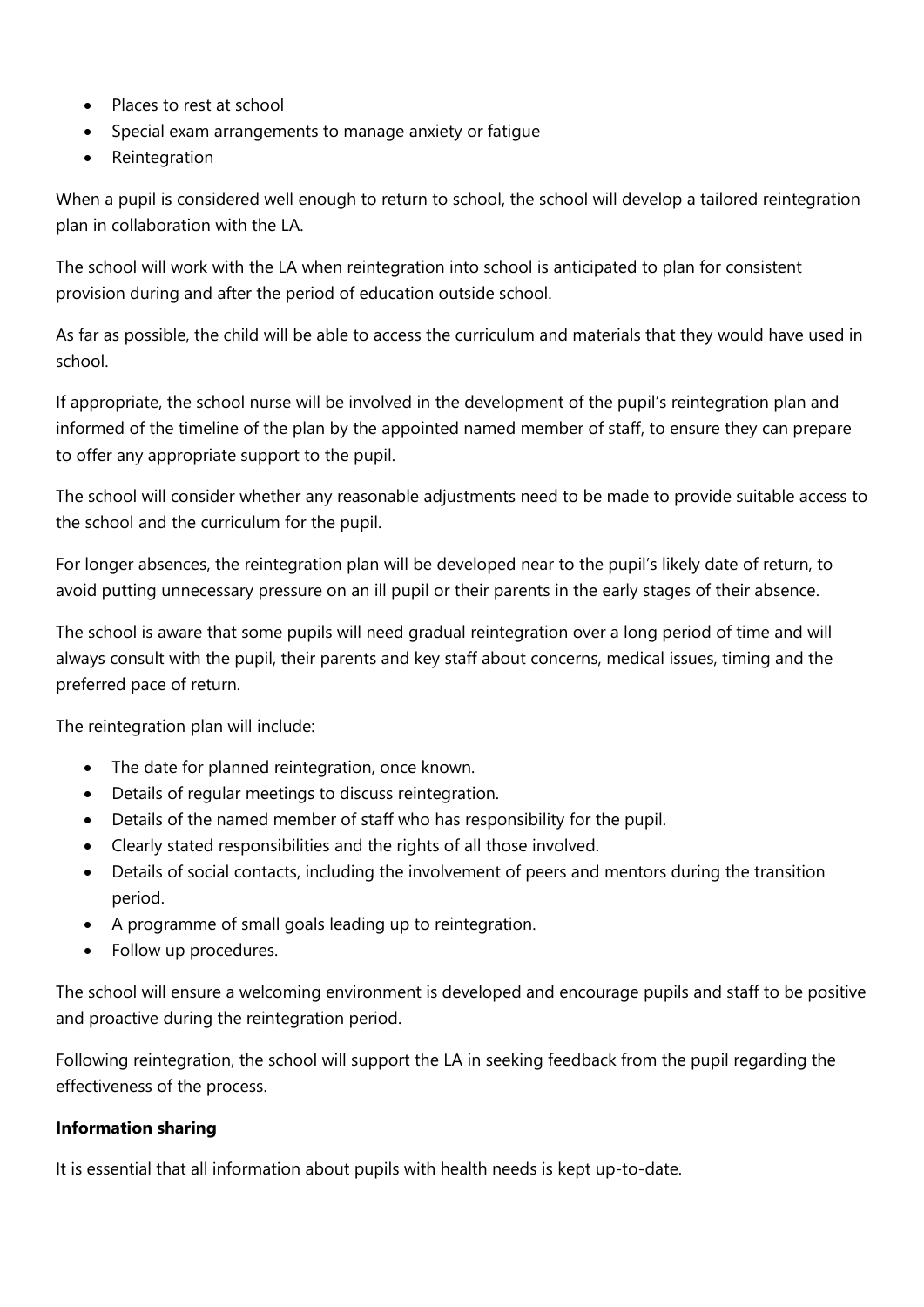- Places to rest at school
- Special exam arrangements to manage anxiety or fatigue
- Reintegration

When a pupil is considered well enough to return to school, the school will develop a tailored reintegration plan in collaboration with the LA.

The school will work with the LA when reintegration into school is anticipated to plan for consistent provision during and after the period of education outside school.

As far as possible, the child will be able to access the curriculum and materials that they would have used in school.

If appropriate, the school nurse will be involved in the development of the pupil's reintegration plan and informed of the timeline of the plan by the appointed named member of staff, to ensure they can prepare to offer any appropriate support to the pupil.

The school will consider whether any reasonable adjustments need to be made to provide suitable access to the school and the curriculum for the pupil.

For longer absences, the reintegration plan will be developed near to the pupil's likely date of return, to avoid putting unnecessary pressure on an ill pupil or their parents in the early stages of their absence.

The school is aware that some pupils will need gradual reintegration over a long period of time and will always consult with the pupil, their parents and key staff about concerns, medical issues, timing and the preferred pace of return.

The reintegration plan will include:

- The date for planned reintegration, once known.
- Details of regular meetings to discuss reintegration.
- Details of the named member of staff who has responsibility for the pupil.
- Clearly stated responsibilities and the rights of all those involved.
- Details of social contacts, including the involvement of peers and mentors during the transition period.
- A programme of small goals leading up to reintegration.
- Follow up procedures.

The school will ensure a welcoming environment is developed and encourage pupils and staff to be positive and proactive during the reintegration period.

Following reintegration, the school will support the LA in seeking feedback from the pupil regarding the effectiveness of the process.

**Information sharing**

It is essential that all information about pupils with health needs is kept up-to-date.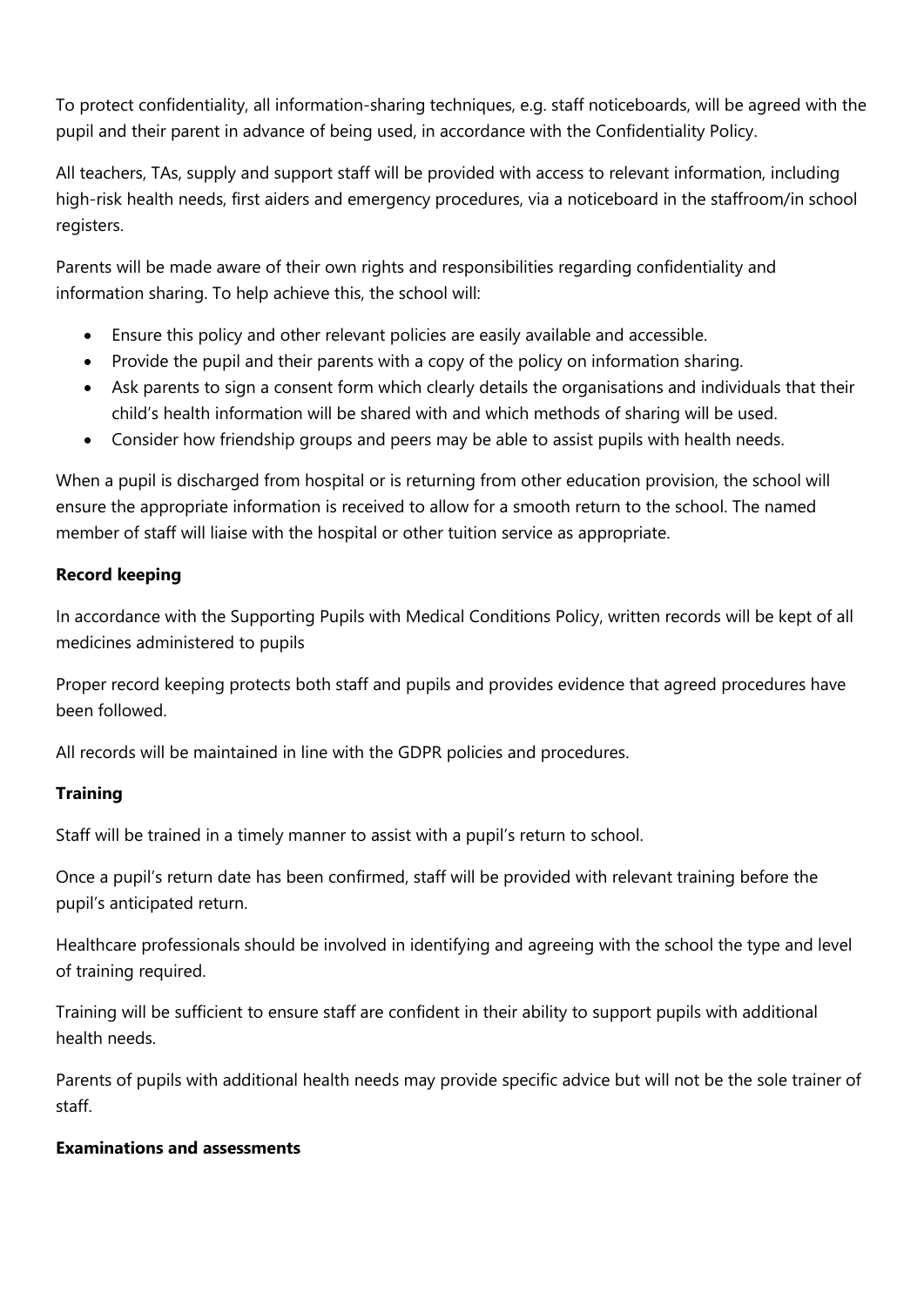To protect confidentiality, all information-sharing techniques, e.g. staff noticeboards, will be agreed with the pupil and their parent in advance of being used, in accordance with the Confidentiality Policy.

All teachers, TAs, supply and support staff will be provided with access to relevant information, including high-risk health needs, first aiders and emergency procedures, via a noticeboard in the staffroom/in school registers.

Parents will be made aware of their own rights and responsibilities regarding confidentiality and information sharing. To help achieve this, the school will:

- Ensure this policy and other relevant policies are easily available and accessible.
- Provide the pupil and their parents with a copy of the policy on information sharing.
- Ask parents to sign a consent form which clearly details the organisations and individuals that their child's health information will be shared with and which methods of sharing will be used.
- Consider how friendship groups and peers may be able to assist pupils with health needs.

When a pupil is discharged from hospital or is returning from other education provision, the school will ensure the appropriate information is received to allow for a smooth return to the school. The named member of staff will liaise with the hospital or other tuition service as appropriate.

**Record keeping**

In accordance with the Supporting Pupils with Medical Conditions Policy, written records will be kept of all medicines administered to pupils

Proper record keeping protects both staff and pupils and provides evidence that agreed procedures have been followed.

All records will be maintained in line with the GDPR policies and procedures.

**Training**

Staff will be trained in a timely manner to assist with a pupil's return to school.

Once a pupil's return date has been confirmed, staff will be provided with relevant training before the pupil's anticipated return.

Healthcare professionals should be involved in identifying and agreeing with the school the type and level of training required.

Training will be sufficient to ensure staff are confident in their ability to support pupils with additional health needs.

Parents of pupils with additional health needs may provide specific advice but will not be the sole trainer of staff.

**Examinations and assessments**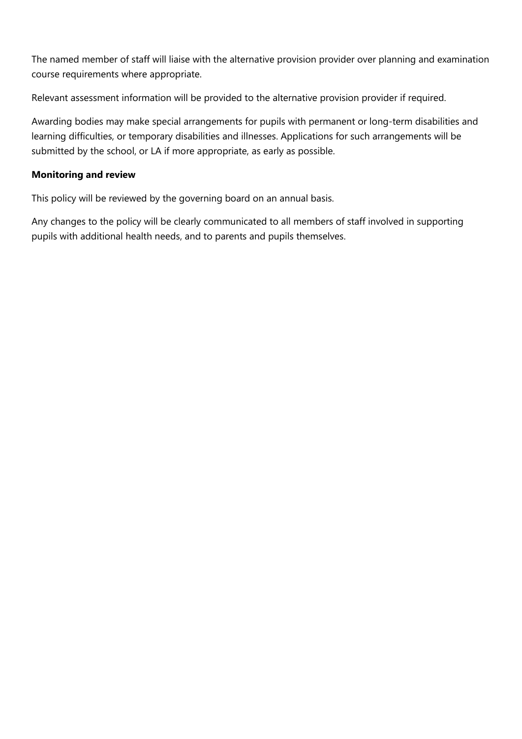The named member of staff will liaise with the alternative provision provider over planning and examination course requirements where appropriate.

Relevant assessment information will be provided to the alternative provision provider if required.

Awarding bodies may make special arrangements for pupils with permanent or long-term disabilities and learning difficulties, or temporary disabilities and illnesses. Applications for such arrangements will be submitted by the school, or LA if more appropriate, as early as possible.

**Monitoring and review**

This policy will be reviewed by the governing board on an annual basis.

Any changes to the policy will be clearly communicated to all members of staff involved in supporting pupils with additional health needs, and to parents and pupils themselves.